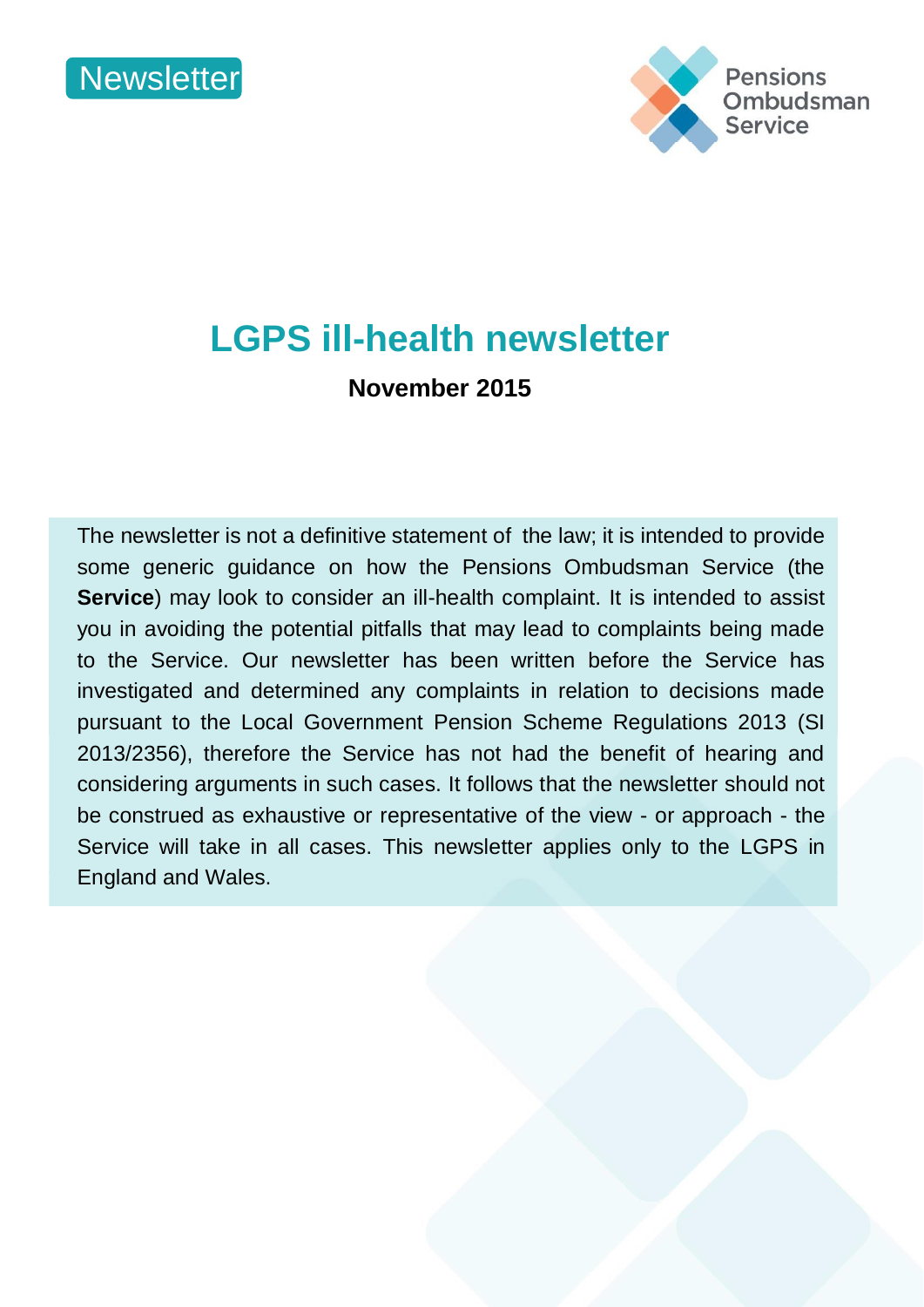Newsletter

Pensions Ombudsman Service

# LGPS ill-health newsletter

**November 2015**

The newsletter is not a definitive statement of the law; it is intended to provide some generic guidance on how the Pensions Ombudsman Service (the **Service**) may look to consider an ill-health complaint. It is intended to assist you in avoiding the potential pitfalls that may lead to complaints being made to the Service. Our newsletter has been written before the Service has investigated and determined any complaints in relation to decisions made pursuant to the Local Government Pension Scheme Regulations 2013 (SI 2013/2356), therefore the Service has not had the benefit of hearing and considering arguments in such cases. It follows that the newsletter should not be construed as exhaustive or representative of the view - or approach - the Service will take in all cases. This newsletter applies only to the LGPS in England and Wales.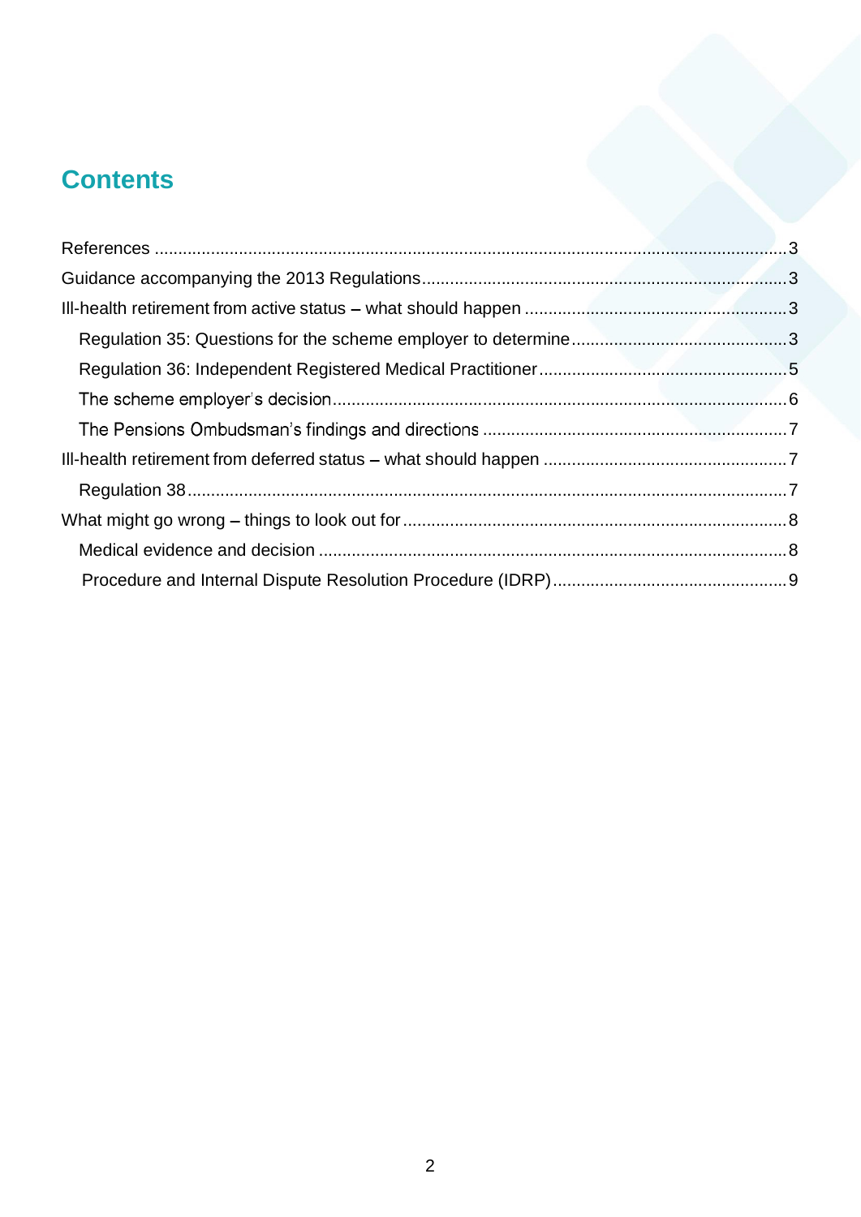# Contents

References ....................................................................................................................3
Guidance accompanying the 2013 Regulations..........................................................................3
Ill-health retirement from active status – what should happen ......................................................3
  Regulation 35: Questions for the scheme employer to determine.............................................3
  Regulation 36: Independent Registered Medical Practitioner....................................................5
  The scheme employer's decision.................................................................................................6
  The Pensions Ombudsman's findings and directions ................................................................7
Ill-health retirement from deferred status – what should happen ....................................................7
  Regulation 38...............................................................................................................................7
What might go wrong – things to look out for.................................................................................8
  Medical evidence and decision ...................................................................................................8
  Procedure and Internal Dispute Resolution Procedure (IDRP).................................................9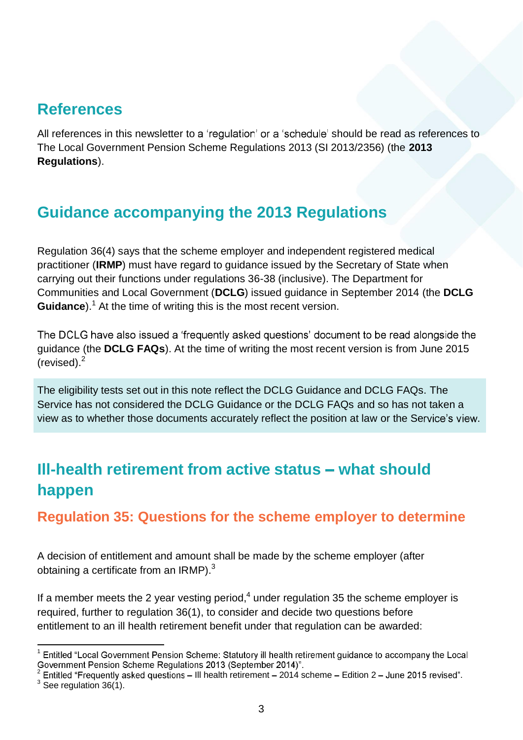## References

All references in this newsletter to a 'regulation' or a 'schedule' should be read as references to The Local Government Pension Scheme Regulations 2013 (SI 2013/2356) (the **2013 Regulations**).

## Guidance accompanying the 2013 Regulations

Regulation 36(4) says that the scheme employer and independent registered medical practitioner (**IRMP**) must have regard to guidance issued by the Secretary of State when carrying out their functions under regulations 36-38 (inclusive). The Department for Communities and Local Government (**DCLG**) issued guidance in September 2014 (the **DCLG Guidance**).[1] At the time of writing this is the most recent version.

The DCLG have also issued a 'frequently asked questions' document to be read alongside the guidance (the **DCLG FAQs**). At the time of writing the most recent version is from June 2015 (revised).[2]

The eligibility tests set out in this note reflect the DCLG Guidance and DCLG FAQs. The Service has not considered the DCLG Guidance or the DCLG FAQs and so has not taken a view as to whether those documents accurately reflect the position at law or the Service's view.

## Ill-health retirement from active status – what should happen

### Regulation 35: Questions for the scheme employer to determine

A decision of entitlement and amount shall be made by the scheme employer (after obtaining a certificate from an IRMP).[3]

If a member meets the 2 year vesting period,[4] under regulation 35 the scheme employer is required, further to regulation 36(1), to consider and decide two questions before entitlement to an ill health retirement benefit under that regulation can be awarded:

---

[1] Entitled "Local Government Pension Scheme: Statutory ill health retirement guidance to accompany the Local Government Pension Scheme Regulations 2013 (September 2014)".
[2] Entitled "Frequently asked questions – Ill health retirement – 2014 scheme – Edition 2 – June 2015 revised".
[3] See regulation 36(1).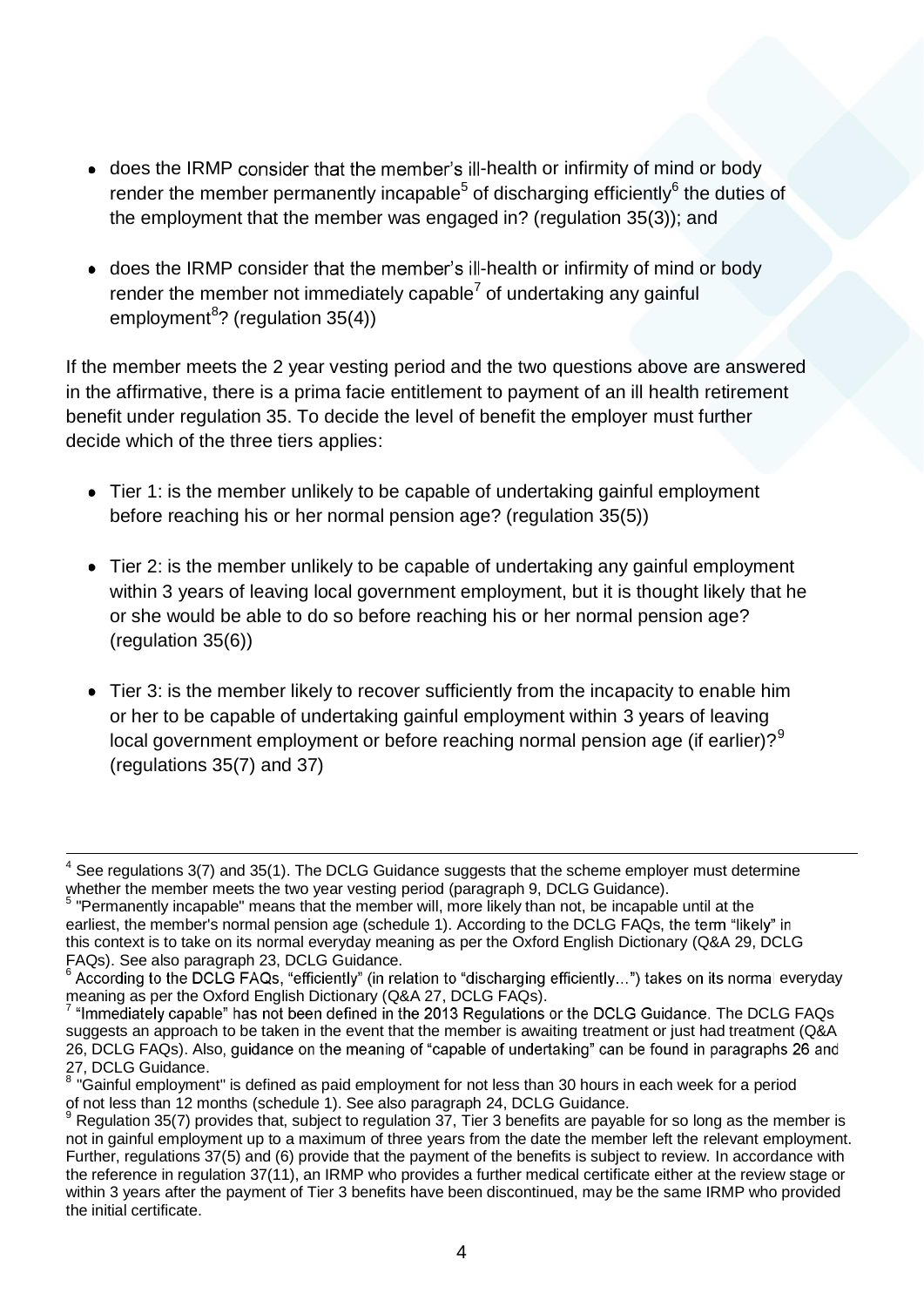- does the IRMP consider that the member's ill-health or infirmity of mind or body render the member permanently incapable[5] of discharging efficiently[6] the duties of the employment that the member was engaged in? (regulation 35(3)); and

- does the IRMP consider that the member's ill-health or infirmity of mind or body render the member not immediately capable[7] of undertaking any gainful employment[8]? (regulation 35(4))

If the member meets the 2 year vesting period and the two questions above are answered in the affirmative, there is a prima facie entitlement to payment of an ill health retirement benefit under regulation 35. To decide the level of benefit the employer must further decide which of the three tiers applies:

- Tier 1: is the member unlikely to be capable of undertaking gainful employment before reaching his or her normal pension age? (regulation 35(5))

- Tier 2: is the member unlikely to be capable of undertaking any gainful employment within 3 years of leaving local government employment, but it is thought likely that he or she would be able to do so before reaching his or her normal pension age? (regulation 35(6))

- Tier 3: is the member likely to recover sufficiently from the incapacity to enable him or her to be capable of undertaking gainful employment within 3 years of leaving local government employment or before reaching normal pension age (if earlier)?[9] (regulations 35(7) and 37)

---

[4] See regulations 3(7) and 35(1). The DCLG Guidance suggests that the scheme employer must determine whether the member meets the two year vesting period (paragraph 9, DCLG Guidance).

[5] "Permanently incapable" means that the member will, more likely than not, be incapable until at the earliest, the member's normal pension age (schedule 1). According to the DCLG FAQs, the term "likely" in this context is to take on its normal everyday meaning as per the Oxford English Dictionary (Q&A 29, DCLG FAQs). See also paragraph 23, DCLG Guidance.

[6] According to the DCLG FAQs, "efficiently" (in relation to "discharging efficiently...") takes on its normal everyday meaning as per the Oxford English Dictionary (Q&A 27, DCLG FAQs).

[7] "Immediately capable" has not been defined in the 2013 Regulations or the DCLG Guidance. The DCLG FAQs suggests an approach to be taken in the event that the member is awaiting treatment or just had treatment (Q&A 26, DCLG FAQs). Also, guidance on the meaning of "capable of undertaking" can be found in paragraphs 26 and 27, DCLG Guidance.

[8] "Gainful employment" is defined as paid employment for not less than 30 hours in each week for a period of not less than 12 months (schedule 1). See also paragraph 24, DCLG Guidance.

[9] Regulation 35(7) provides that, subject to regulation 37, Tier 3 benefits are payable for so long as the member is not in gainful employment up to a maximum of three years from the date the member left the relevant employment. Further, regulations 37(5) and (6) provide that the payment of the benefits is subject to review. In accordance with the reference in regulation 37(11), an IRMP who provides a further medical certificate either at the review stage or within 3 years after the payment of Tier 3 benefits have been discontinued, may be the same IRMP who provided the initial certificate.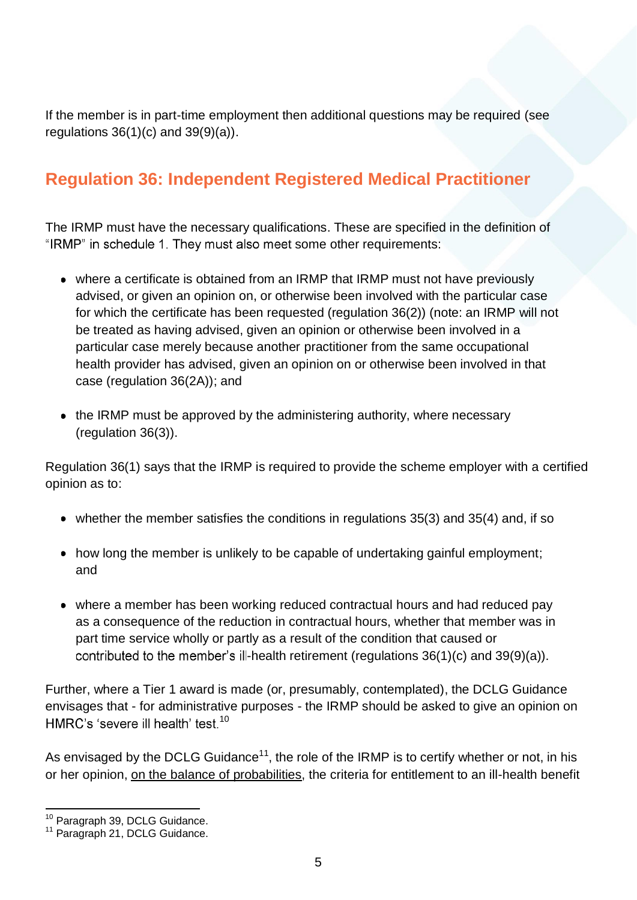If the member is in part-time employment then additional questions may be required (see regulations 36(1)(c) and 39(9)(a)).

## Regulation 36: Independent Registered Medical Practitioner

The IRMP must have the necessary qualifications. These are specified in the definition of "IRMP" in schedule 1. They must also meet some other requirements:

- where a certificate is obtained from an IRMP that IRMP must not have previously advised, or given an opinion on, or otherwise been involved with the particular case for which the certificate has been requested (regulation 36(2)) (note: an IRMP will not be treated as having advised, given an opinion or otherwise been involved in a particular case merely because another practitioner from the same occupational health provider has advised, given an opinion on or otherwise been involved in that case (regulation 36(2A)); and

- the IRMP must be approved by the administering authority, where necessary (regulation 36(3)).

Regulation 36(1) says that the IRMP is required to provide the scheme employer with a certified opinion as to:

- whether the member satisfies the conditions in regulations 35(3) and 35(4) and, if so

- how long the member is unlikely to be capable of undertaking gainful employment; and

- where a member has been working reduced contractual hours and had reduced pay as a consequence of the reduction in contractual hours, whether that member was in part time service wholly or partly as a result of the condition that caused or contributed to the member's ill-health retirement (regulations 36(1)(c) and 39(9)(a)).

Further, where a Tier 1 award is made (or, presumably, contemplated), the DCLG Guidance envisages that - for administrative purposes - the IRMP should be asked to give an opinion on HMRC's 'severe ill health' test.[10]

As envisaged by the DCLG Guidance[11], the role of the IRMP is to certify whether or not, in his or her opinion, <u>on the balance of probabilities</u>, the criteria for entitlement to an ill-health benefit

[10] Paragraph 39, DCLG Guidance.
[11] Paragraph 21, DCLG Guidance.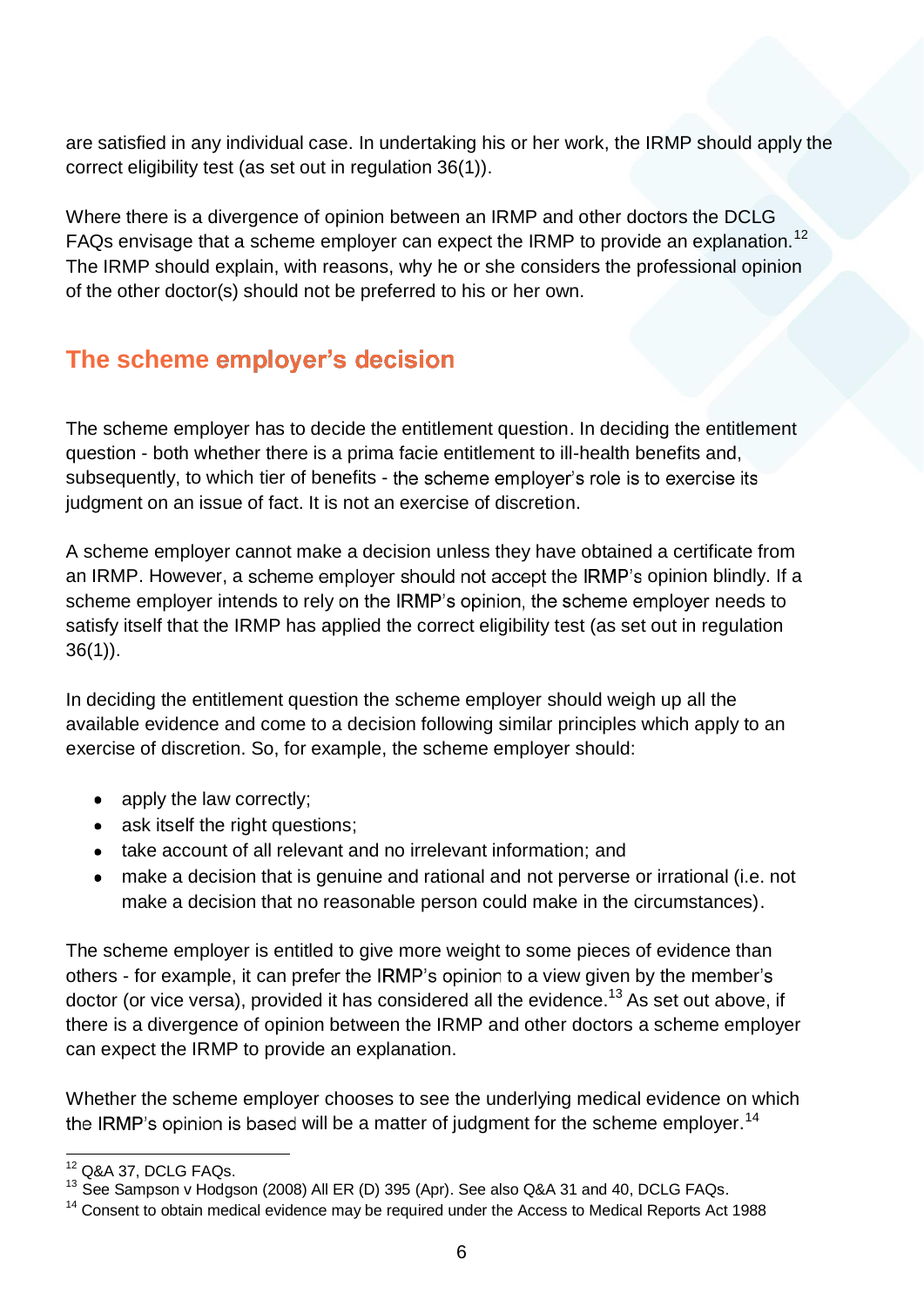are satisfied in any individual case. In undertaking his or her work, the IRMP should apply the correct eligibility test (as set out in regulation 36(1)).

Where there is a divergence of opinion between an IRMP and other doctors the DCLG FAQs envisage that a scheme employer can expect the IRMP to provide an explanation.[12] The IRMP should explain, with reasons, why he or she considers the professional opinion of the other doctor(s) should not be preferred to his or her own.

## The scheme employer's decision

The scheme employer has to decide the entitlement question. In deciding the entitlement question - both whether there is a prima facie entitlement to ill-health benefits and, subsequently, to which tier of benefits - the scheme employer's role is to exercise its judgment on an issue of fact. It is not an exercise of discretion.

A scheme employer cannot make a decision unless they have obtained a certificate from an IRMP. However, a scheme employer should not accept the IRMP's opinion blindly. If a scheme employer intends to rely on the IRMP's opinion, the scheme employer needs to satisfy itself that the IRMP has applied the correct eligibility test (as set out in regulation 36(1)).

In deciding the entitlement question the scheme employer should weigh up all the available evidence and come to a decision following similar principles which apply to an exercise of discretion. So, for example, the scheme employer should:

- apply the law correctly;
- ask itself the right questions;
- take account of all relevant and no irrelevant information; and
- make a decision that is genuine and rational and not perverse or irrational (i.e. not make a decision that no reasonable person could make in the circumstances).

The scheme employer is entitled to give more weight to some pieces of evidence than others - for example, it can prefer the IRMP's opinion to a view given by the member's doctor (or vice versa), provided it has considered all the evidence.[13] As set out above, if there is a divergence of opinion between the IRMP and other doctors a scheme employer can expect the IRMP to provide an explanation.

Whether the scheme employer chooses to see the underlying medical evidence on which the IRMP's opinion is based will be a matter of judgment for the scheme employer.[14]

---

[12] Q&A 37, DCLG FAQs.

[13] See Sampson v Hodgson (2008) All ER (D) 395 (Apr). See also Q&A 31 and 40, DCLG FAQs.

[14] Consent to obtain medical evidence may be required under the Access to Medical Reports Act 1988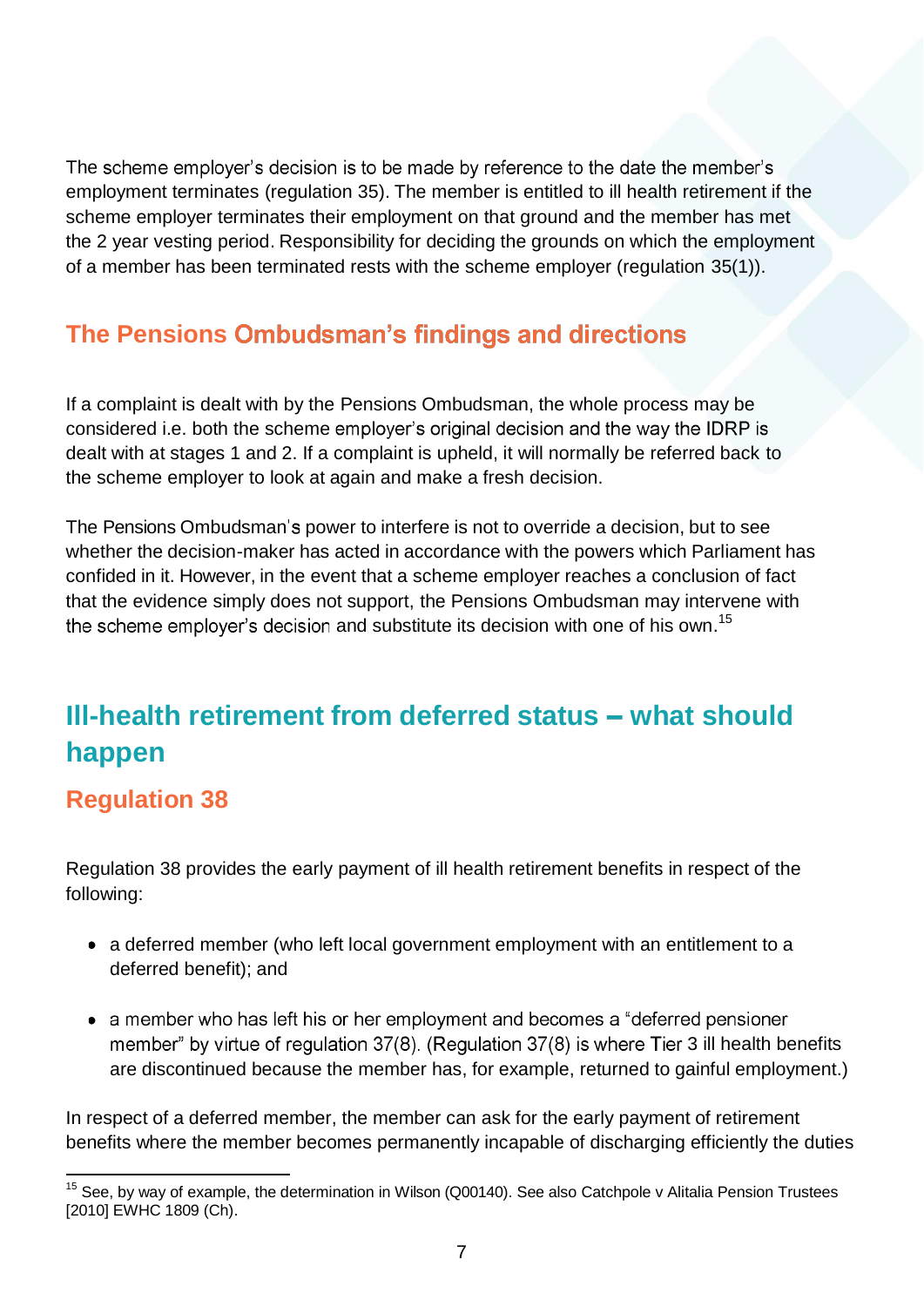The scheme employer's decision is to be made by reference to the date the member's employment terminates (regulation 35). The member is entitled to ill health retirement if the scheme employer terminates their employment on that ground and the member has met the 2 year vesting period. Responsibility for deciding the grounds on which the employment of a member has been terminated rests with the scheme employer (regulation 35(1)).

### The Pensions Ombudsman's findings and directions

If a complaint is dealt with by the Pensions Ombudsman, the whole process may be considered i.e. both the scheme employer's original decision and the way the IDRP is dealt with at stages 1 and 2. If a complaint is upheld, it will normally be referred back to the scheme employer to look at again and make a fresh decision.

The Pensions Ombudsman's power to interfere is not to override a decision, but to see whether the decision-maker has acted in accordance with the powers which Parliament has confided in it. However, in the event that a scheme employer reaches a conclusion of fact that the evidence simply does not support, the Pensions Ombudsman may intervene with the scheme employer's decision and substitute its decision with one of his own.[15]

## Ill-health retirement from deferred status – what should happen

### Regulation 38

Regulation 38 provides the early payment of ill health retirement benefits in respect of the following:

- a deferred member (who left local government employment with an entitlement to a deferred benefit); and
- a member who has left his or her employment and becomes a "deferred pensioner member" by virtue of regulation 37(8). (Regulation 37(8) is where Tier 3 ill health benefits are discontinued because the member has, for example, returned to gainful employment.)

In respect of a deferred member, the member can ask for the early payment of retirement benefits where the member becomes permanently incapable of discharging efficiently the duties

[15] See, by way of example, the determination in Wilson (Q00140). See also Catchpole v Alitalia Pension Trustees [2010] EWHC 1809 (Ch).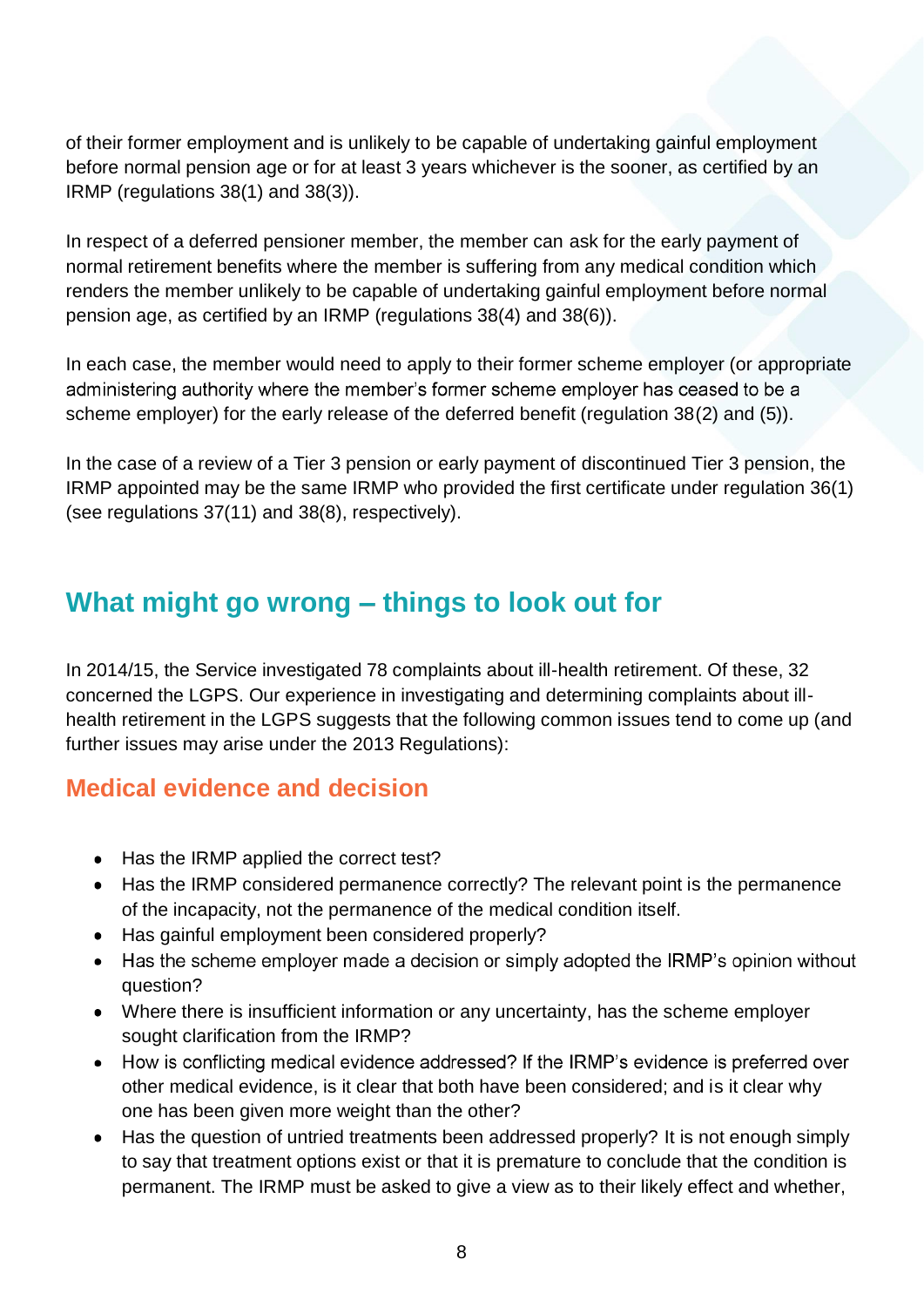of their former employment and is unlikely to be capable of undertaking gainful employment before normal pension age or for at least 3 years whichever is the sooner, as certified by an IRMP (regulations 38(1) and 38(3)).

In respect of a deferred pensioner member, the member can ask for the early payment of normal retirement benefits where the member is suffering from any medical condition which renders the member unlikely to be capable of undertaking gainful employment before normal pension age, as certified by an IRMP (regulations 38(4) and 38(6)).

In each case, the member would need to apply to their former scheme employer (or appropriate administering authority where the member's former scheme employer has ceased to be a scheme employer) for the early release of the deferred benefit (regulation 38(2) and (5)).

In the case of a review of a Tier 3 pension or early payment of discontinued Tier 3 pension, the IRMP appointed may be the same IRMP who provided the first certificate under regulation 36(1) (see regulations 37(11) and 38(8), respectively).

## What might go wrong – things to look out for

In 2014/15, the Service investigated 78 complaints about ill-health retirement. Of these, 32 concerned the LGPS. Our experience in investigating and determining complaints about ill-health retirement in the LGPS suggests that the following common issues tend to come up (and further issues may arise under the 2013 Regulations):

### Medical evidence and decision

- Has the IRMP applied the correct test?
- Has the IRMP considered permanence correctly? The relevant point is the permanence of the incapacity, not the permanence of the medical condition itself.
- Has gainful employment been considered properly?
- Has the scheme employer made a decision or simply adopted the IRMP's opinion without question?
- Where there is insufficient information or any uncertainty, has the scheme employer sought clarification from the IRMP?
- How is conflicting medical evidence addressed? If the IRMP's evidence is preferred over other medical evidence, is it clear that both have been considered; and is it clear why one has been given more weight than the other?
- Has the question of untried treatments been addressed properly? It is not enough simply to say that treatment options exist or that it is premature to conclude that the condition is permanent. The IRMP must be asked to give a view as to their likely effect and whether,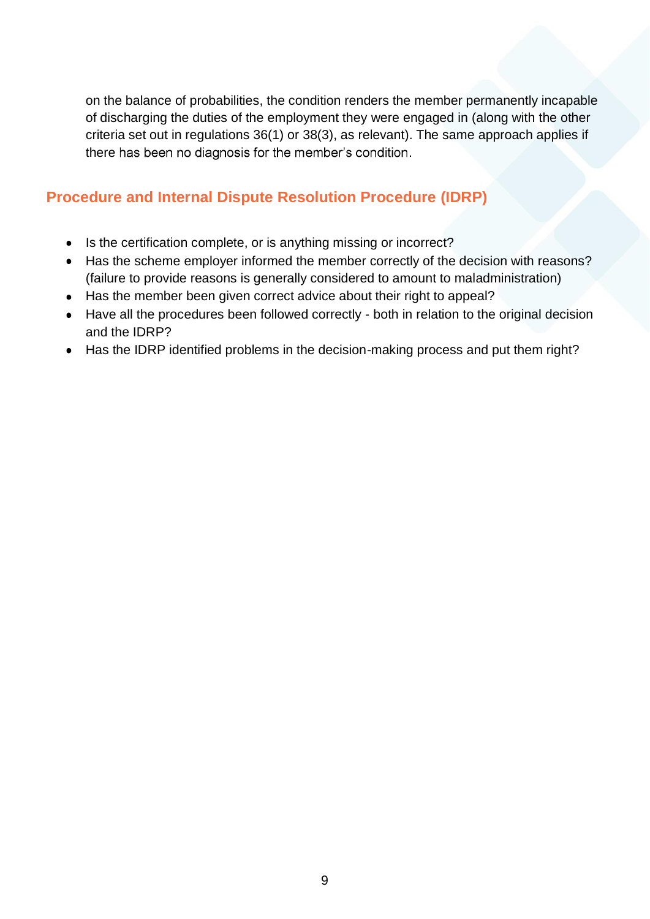on the balance of probabilities, the condition renders the member permanently incapable of discharging the duties of the employment they were engaged in (along with the other criteria set out in regulations 36(1) or 38(3), as relevant). The same approach applies if there has been no diagnosis for the member's condition.

## Procedure and Internal Dispute Resolution Procedure (IDRP)

- Is the certification complete, or is anything missing or incorrect?
- Has the scheme employer informed the member correctly of the decision with reasons? (failure to provide reasons is generally considered to amount to maladministration)
- Has the member been given correct advice about their right to appeal?
- Have all the procedures been followed correctly - both in relation to the original decision and the IDRP?
- Has the IDRP identified problems in the decision-making process and put them right?